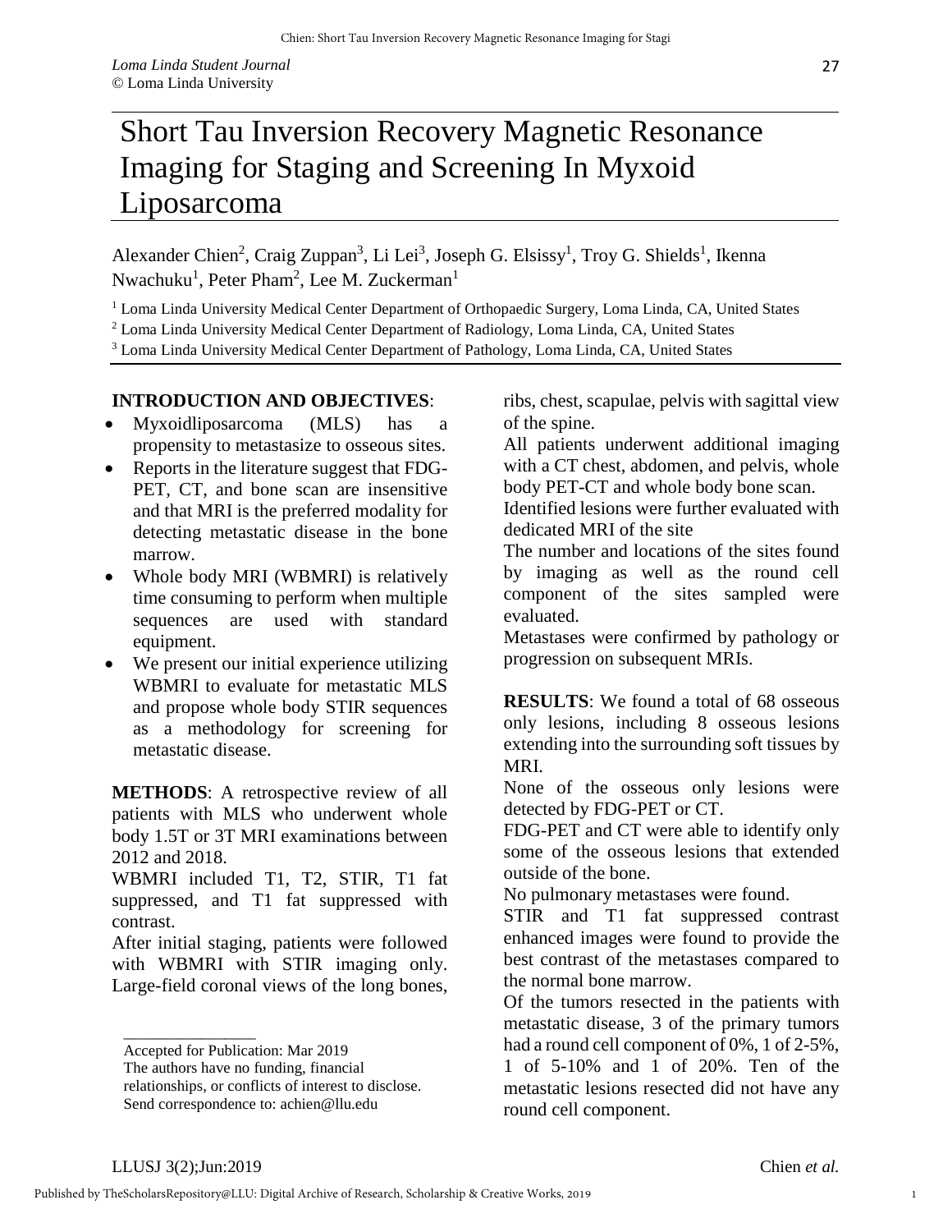*Loma Linda Student Journal*
© Loma Linda University

# Short Tau Inversion Recovery Magnetic Resonance Imaging for Staging and Screening In Myxoid Liposarcoma

Alexander Chien[2], Craig Zuppan[3], Li Lei[3], Joseph G. Elsissy[1], Troy G. Shields[1], Ikenna Nwachuku[1], Peter Pham[2], Lee M. Zuckerman[1]

[1] Loma Linda University Medical Center Department of Orthopaedic Surgery, Loma Linda, CA, United States
[2] Loma Linda University Medical Center Department of Radiology, Loma Linda, CA, United States
[3] Loma Linda University Medical Center Department of Pathology, Loma Linda, CA, United States

**INTRODUCTION AND OBJECTIVES**:

- Myxoidliposarcoma (MLS) has a propensity to metastasize to osseous sites.
- Reports in the literature suggest that FDG-PET, CT, and bone scan are insensitive and that MRI is the preferred modality for detecting metastatic disease in the bone marrow.
- Whole body MRI (WBMRI) is relatively time consuming to perform when multiple sequences are used with standard equipment.
- We present our initial experience utilizing WBMRI to evaluate for metastatic MLS and propose whole body STIR sequences as a methodology for screening for metastatic disease.

**METHODS**: A retrospective review of all patients with MLS who underwent whole body 1.5T or 3T MRI examinations between 2012 and 2018.

WBMRI included T1, T2, STIR, T1 fat suppressed, and T1 fat suppressed with contrast.

After initial staging, patients were followed with WBMRI with STIR imaging only. Large-field coronal views of the long bones, ribs, chest, scapulae, pelvis with sagittal view of the spine.

All patients underwent additional imaging with a CT chest, abdomen, and pelvis, whole body PET-CT and whole body bone scan.

Identified lesions were further evaluated with dedicated MRI of the site

The number and locations of the sites found by imaging as well as the round cell component of the sites sampled were evaluated.

Metastases were confirmed by pathology or progression on subsequent MRIs.

**RESULTS**: We found a total of 68 osseous only lesions, including 8 osseous lesions extending into the surrounding soft tissues by MRI.

None of the osseous only lesions were detected by FDG-PET or CT.

FDG-PET and CT were able to identify only some of the osseous lesions that extended outside of the bone.

No pulmonary metastases were found.

STIR and T1 fat suppressed contrast enhanced images were found to provide the best contrast of the metastases compared to the normal bone marrow.

Of the tumors resected in the patients with metastatic disease, 3 of the primary tumors had a round cell component of 0%, 1 of 2-5%, 1 of 5-10% and 1 of 20%. Ten of the metastatic lesions resected did not have any round cell component.

---

Accepted for Publication: Mar 2019
The authors have no funding, financial relationships, or conflicts of interest to disclose.
Send correspondence to: achien@llu.edu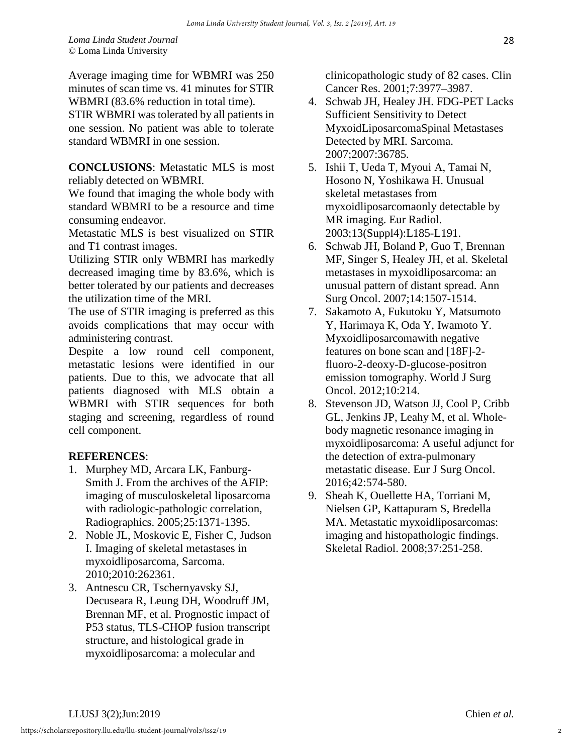Average imaging time for WBMRI was 250 minutes of scan time vs. 41 minutes for STIR WBMRI (83.6% reduction in total time).

STIR WBMRI was tolerated by all patients in one session. No patient was able to tolerate standard WBMRI in one session.

**CONCLUSIONS**: Metastatic MLS is most reliably detected on WBMRI.

We found that imaging the whole body with standard WBMRI to be a resource and time consuming endeavor.

Metastatic MLS is best visualized on STIR and T1 contrast images.

Utilizing STIR only WBMRI has markedly decreased imaging time by 83.6%, which is better tolerated by our patients and decreases the utilization time of the MRI.

The use of STIR imaging is preferred as this avoids complications that may occur with administering contrast.

Despite a low round cell component, metastatic lesions were identified in our patients. Due to this, we advocate that all patients diagnosed with MLS obtain a WBMRI with STIR sequences for both staging and screening, regardless of round cell component.

**REFERENCES**:

1. Murphey MD, Arcara LK, Fanburg-Smith J. From the archives of the AFIP: imaging of musculoskeletal liposarcoma with radiologic-pathologic correlation, Radiographics. 2005;25:1371-1395.
2. Noble JL, Moskovic E, Fisher C, Judson I. Imaging of skeletal metastases in myxoidliposarcoma, Sarcoma. 2010;2010:262361.
3. Antnescu CR, Tschernyavsky SJ, Decuseara R, Leung DH, Woodruff JM, Brennan MF, et al. Prognostic impact of P53 status, TLS-CHOP fusion transcript structure, and histological grade in myxoidliposarcoma: a molecular and clinicopathologic study of 82 cases. Clin Cancer Res. 2001;7:3977–3987.
4. Schwab JH, Healey JH. FDG-PET Lacks Sufficient Sensitivity to Detect MyxoidLiposarcomaSpinal Metastases Detected by MRI. Sarcoma. 2007;2007:36785.
5. Ishii T, Ueda T, Myoui A, Tamai N, Hosono N, Yoshikawa H. Unusual skeletal metastases from myxoidliposarcomaonly detectable by MR imaging. Eur Radiol. 2003;13(Suppl4):L185-L191.
6. Schwab JH, Boland P, Guo T, Brennan MF, Singer S, Healey JH, et al. Skeletal metastases in myxoidliposarcoma: an unusual pattern of distant spread. Ann Surg Oncol. 2007;14:1507-1514.
7. Sakamoto A, Fukutoku Y, Matsumoto Y, Harimaya K, Oda Y, Iwamoto Y. Myxoidliposarcomawith negative features on bone scan and [18F]-2-fluoro-2-deoxy-D-glucose-positron emission tomography. World J Surg Oncol. 2012;10:214.
8. Stevenson JD, Watson JJ, Cool P, Cribb GL, Jenkins JP, Leahy M, et al. Whole-body magnetic resonance imaging in myxoidliposarcoma: A useful adjunct for the detection of extra-pulmonary metastatic disease. Eur J Surg Oncol. 2016;42:574-580.
9. Sheah K, Ouellette HA, Torriani M, Nielsen GP, Kattapuram S, Bredella MA. Metastatic myxoidliposarcomas: imaging and histopathologic findings. Skeletal Radiol. 2008;37:251-258.